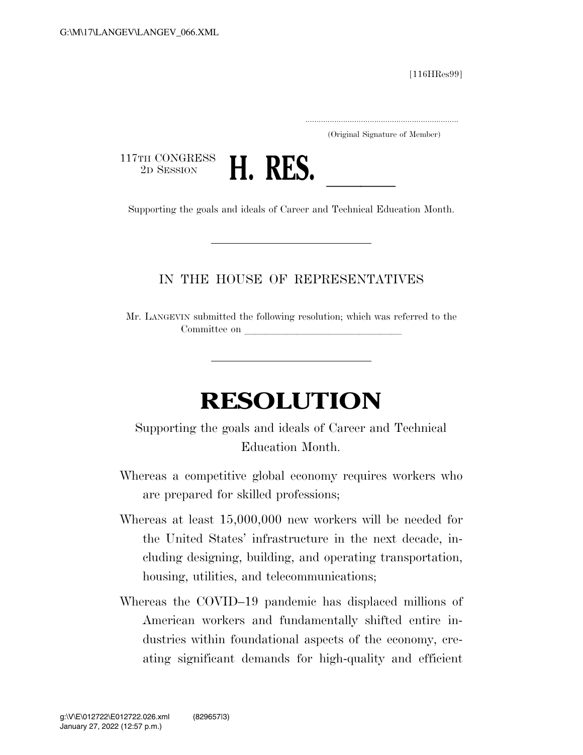[116HRes99]

.....................................................................
(Original Signature of Member)

117TH CONGRESS
2D SESSION

# H. RES. \_\_\_\_\_\_

Supporting the goals and ideals of Career and Technical Education Month.

---

IN THE HOUSE OF REPRESENTATIVES

Mr. LANGEVIN submitted the following resolution; which was referred to the Committee on \_\_\_\_\_\_\_\_\_\_\_\_\_\_\_\_\_\_\_\_\_\_\_\_\_\_\_\_\_\_

---

# RESOLUTION

Supporting the goals and ideals of Career and Technical Education Month.

Whereas a competitive global economy requires workers who are prepared for skilled professions;

Whereas at least 15,000,000 new workers will be needed for the United States' infrastructure in the next decade, including designing, building, and operating transportation, housing, utilities, and telecommunications;

Whereas the COVID–19 pandemic has displaced millions of American workers and fundamentally shifted entire industries within foundational aspects of the economy, creating significant demands for high-quality and efficient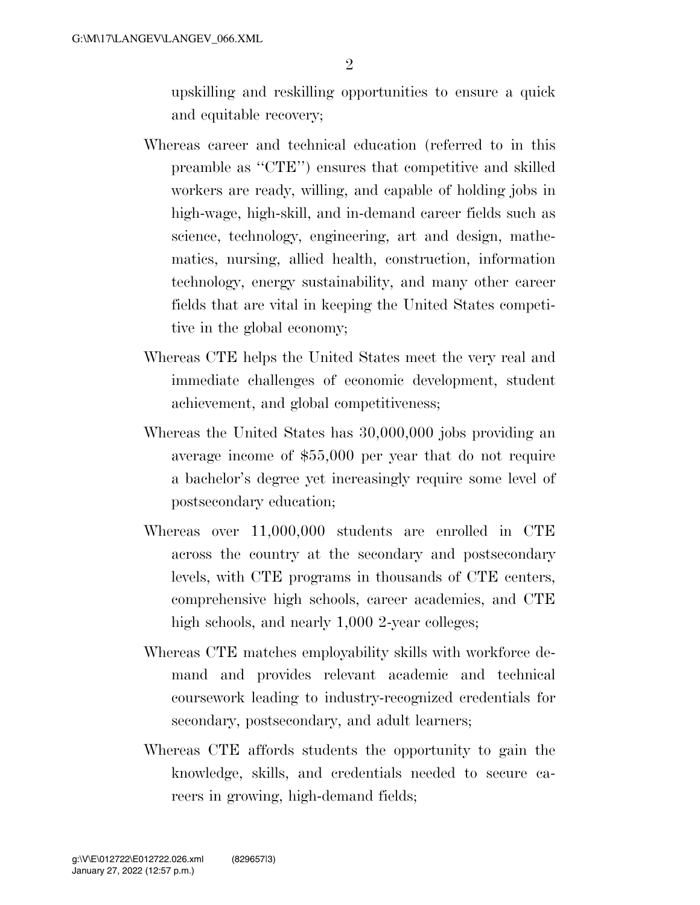upskilling and reskilling opportunities to ensure a quick and equitable recovery;

Whereas career and technical education (referred to in this preamble as ''CTE'') ensures that competitive and skilled workers are ready, willing, and capable of holding jobs in high-wage, high-skill, and in-demand career fields such as science, technology, engineering, art and design, mathematics, nursing, allied health, construction, information technology, energy sustainability, and many other career fields that are vital in keeping the United States competitive in the global economy;

Whereas CTE helps the United States meet the very real and immediate challenges of economic development, student achievement, and global competitiveness;

Whereas the United States has 30,000,000 jobs providing an average income of $55,000 per year that do not require a bachelor's degree yet increasingly require some level of postsecondary education;

Whereas over 11,000,000 students are enrolled in CTE across the country at the secondary and postsecondary levels, with CTE programs in thousands of CTE centers, comprehensive high schools, career academies, and CTE high schools, and nearly 1,000 2-year colleges;

Whereas CTE matches employability skills with workforce demand and provides relevant academic and technical coursework leading to industry-recognized credentials for secondary, postsecondary, and adult learners;

Whereas CTE affords students the opportunity to gain the knowledge, skills, and credentials needed to secure careers in growing, high-demand fields;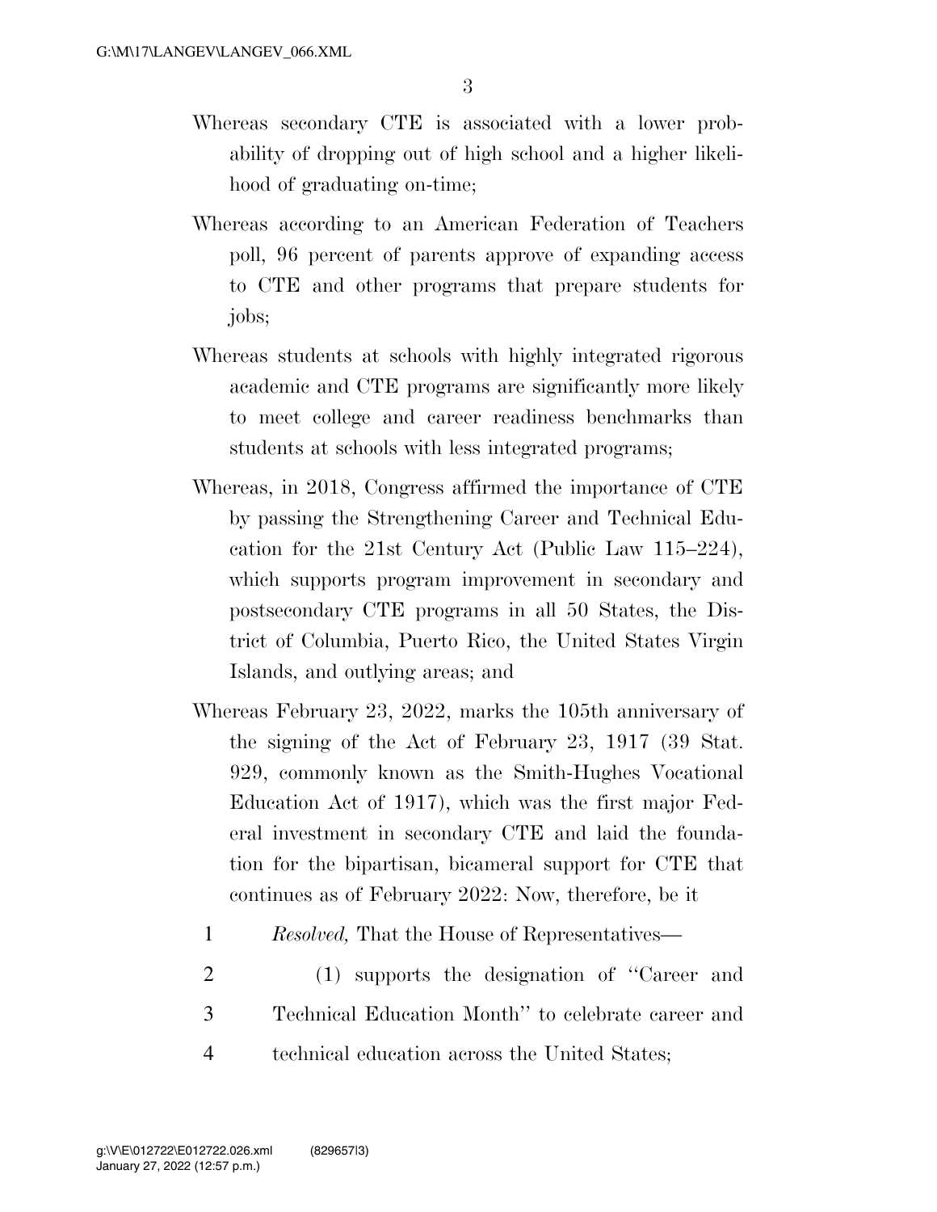Whereas secondary CTE is associated with a lower probability of dropping out of high school and a higher likelihood of graduating on-time;

Whereas according to an American Federation of Teachers poll, 96 percent of parents approve of expanding access to CTE and other programs that prepare students for jobs;

Whereas students at schools with highly integrated rigorous academic and CTE programs are significantly more likely to meet college and career readiness benchmarks than students at schools with less integrated programs;

Whereas, in 2018, Congress affirmed the importance of CTE by passing the Strengthening Career and Technical Education for the 21st Century Act (Public Law 115–224), which supports program improvement in secondary and postsecondary CTE programs in all 50 States, the District of Columbia, Puerto Rico, the United States Virgin Islands, and outlying areas; and

Whereas February 23, 2022, marks the 105th anniversary of the signing of the Act of February 23, 1917 (39 Stat. 929, commonly known as the Smith-Hughes Vocational Education Act of 1917), which was the first major Federal investment in secondary CTE and laid the foundation for the bipartisan, bicameral support for CTE that continues as of February 2022: Now, therefore, be it

1 *Resolved,* That the House of Representatives—

2 (1) supports the designation of ''Career and
3 Technical Education Month'' to celebrate career and
4 technical education across the United States;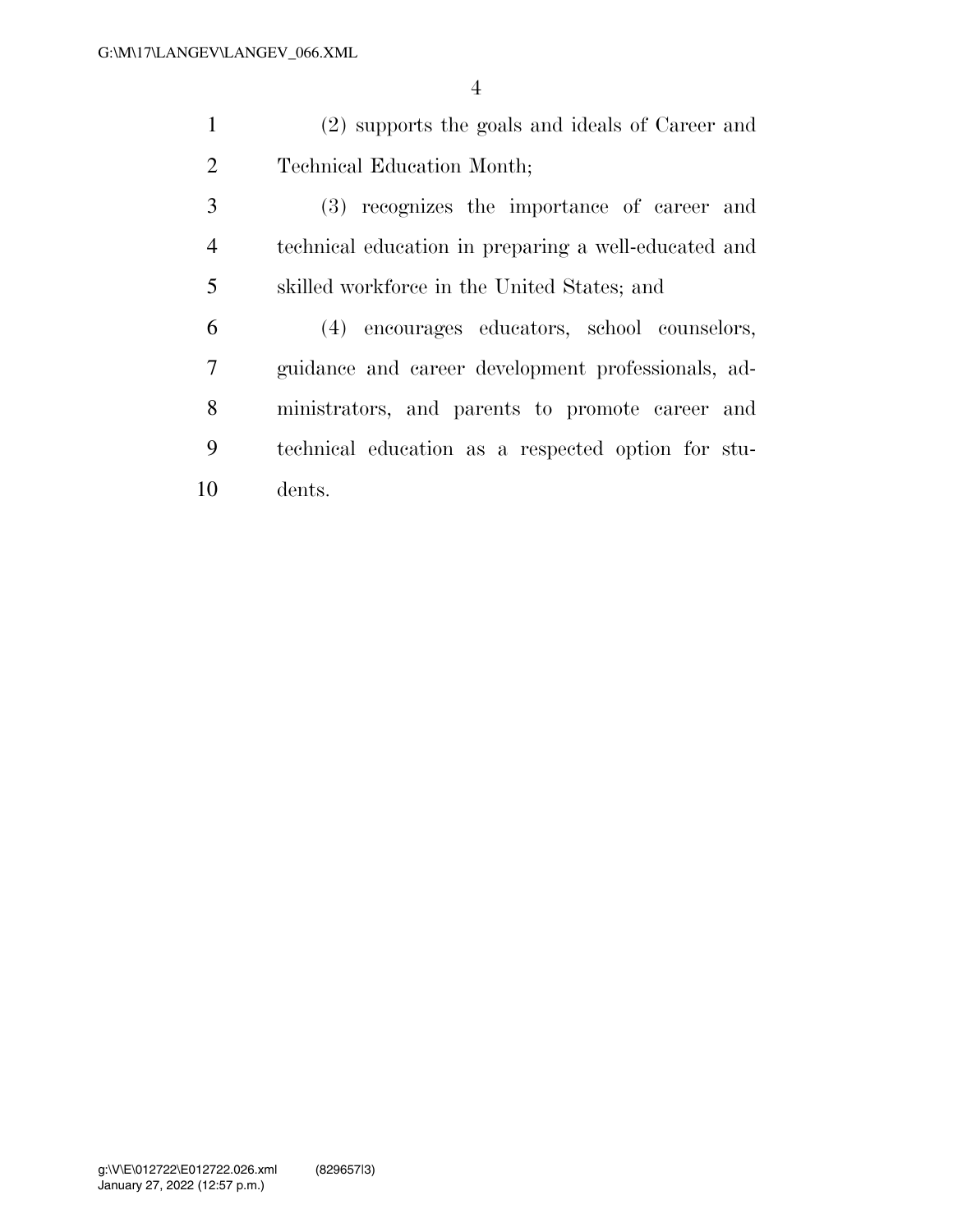(2) supports the goals and ideals of Career and Technical Education Month;

(3) recognizes the importance of career and technical education in preparing a well-educated and skilled workforce in the United States; and

(4) encourages educators, school counselors, guidance and career development professionals, administrators, and parents to promote career and technical education as a respected option for students.